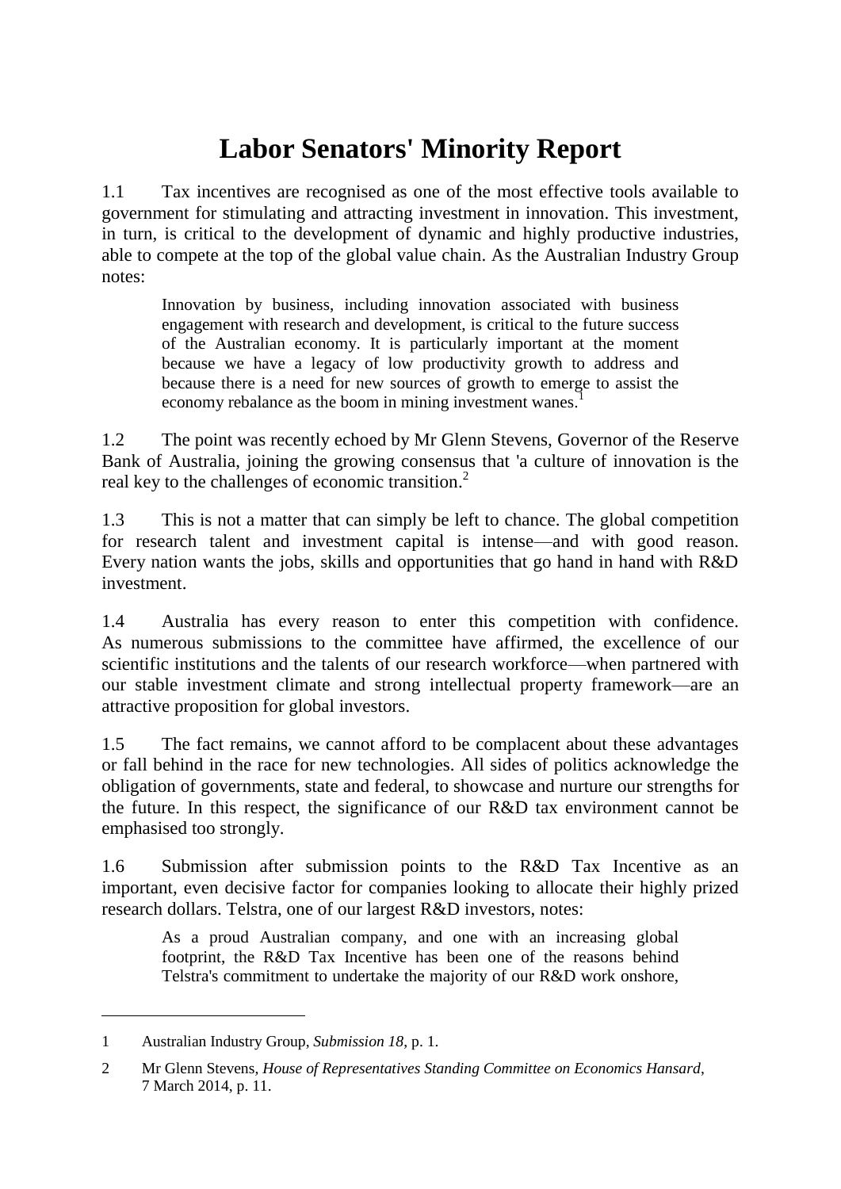# Labor Senators' Minority Report

1.1 Tax incentives are recognised as one of the most effective tools available to government for stimulating and attracting investment in innovation. This investment, in turn, is critical to the development of dynamic and highly productive industries, able to compete at the top of the global value chain. As the Australian Industry Group notes:

> Innovation by business, including innovation associated with business engagement with research and development, is critical to the future success of the Australian economy. It is particularly important at the moment because we have a legacy of low productivity growth to address and because there is a need for new sources of growth to emerge to assist the economy rebalance as the boom in mining investment wanes.[1]

1.2 The point was recently echoed by Mr Glenn Stevens, Governor of the Reserve Bank of Australia, joining the growing consensus that 'a culture of innovation is the real key to the challenges of economic transition.[2]

1.3 This is not a matter that can simply be left to chance. The global competition for research talent and investment capital is intense—and with good reason. Every nation wants the jobs, skills and opportunities that go hand in hand with R&D investment.

1.4 Australia has every reason to enter this competition with confidence. As numerous submissions to the committee have affirmed, the excellence of our scientific institutions and the talents of our research workforce—when partnered with our stable investment climate and strong intellectual property framework—are an attractive proposition for global investors.

1.5 The fact remains, we cannot afford to be complacent about these advantages or fall behind in the race for new technologies. All sides of politics acknowledge the obligation of governments, state and federal, to showcase and nurture our strengths for the future. In this respect, the significance of our R&D tax environment cannot be emphasised too strongly.

1.6 Submission after submission points to the R&D Tax Incentive as an important, even decisive factor for companies looking to allocate their highly prized research dollars. Telstra, one of our largest R&D investors, notes:

> As a proud Australian company, and one with an increasing global footprint, the R&D Tax Incentive has been one of the reasons behind Telstra's commitment to undertake the majority of our R&D work onshore,

---

1 Australian Industry Group, *Submission 18*, p. 1.

2 Mr Glenn Stevens, *House of Representatives Standing Committee on Economics Hansard*, 7 March 2014, p. 11.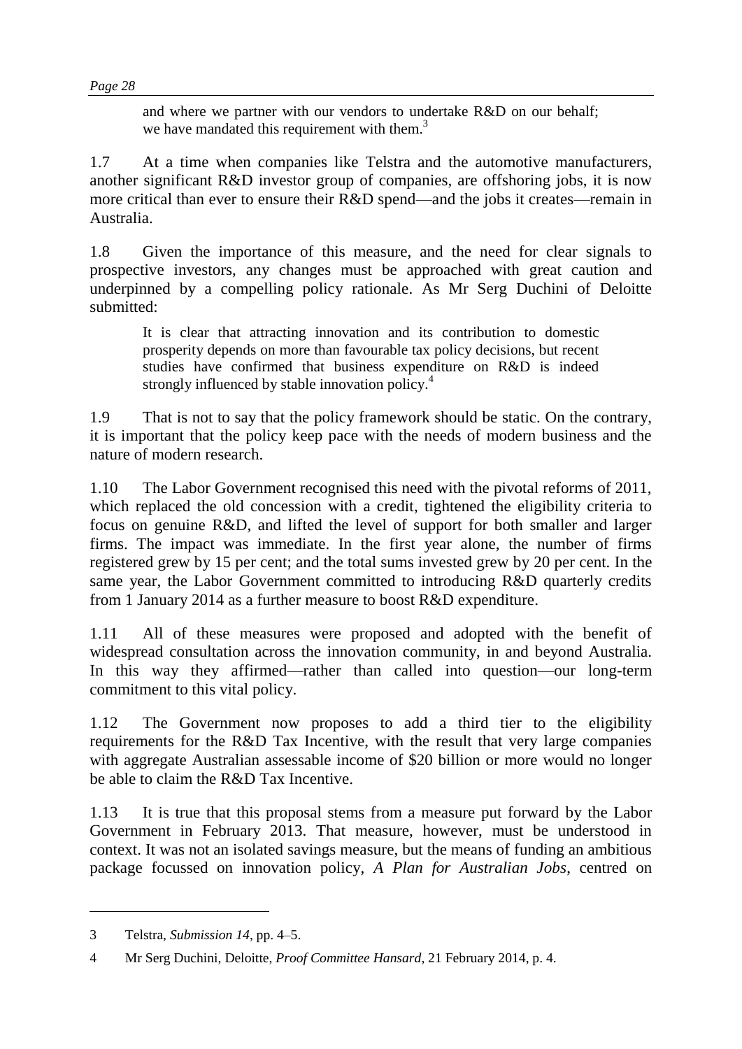> and where we partner with our vendors to undertake R&D on our behalf; we have mandated this requirement with them.[3]

1.7 At a time when companies like Telstra and the automotive manufacturers, another significant R&D investor group of companies, are offshoring jobs, it is now more critical than ever to ensure their R&D spend—and the jobs it creates—remain in Australia.

1.8 Given the importance of this measure, and the need for clear signals to prospective investors, any changes must be approached with great caution and underpinned by a compelling policy rationale. As Mr Serg Duchini of Deloitte submitted:

> It is clear that attracting innovation and its contribution to domestic prosperity depends on more than favourable tax policy decisions, but recent studies have confirmed that business expenditure on R&D is indeed strongly influenced by stable innovation policy.[4]

1.9 That is not to say that the policy framework should be static. On the contrary, it is important that the policy keep pace with the needs of modern business and the nature of modern research.

1.10 The Labor Government recognised this need with the pivotal reforms of 2011, which replaced the old concession with a credit, tightened the eligibility criteria to focus on genuine R&D, and lifted the level of support for both smaller and larger firms. The impact was immediate. In the first year alone, the number of firms registered grew by 15 per cent; and the total sums invested grew by 20 per cent. In the same year, the Labor Government committed to introducing R&D quarterly credits from 1 January 2014 as a further measure to boost R&D expenditure.

1.11 All of these measures were proposed and adopted with the benefit of widespread consultation across the innovation community, in and beyond Australia. In this way they affirmed—rather than called into question—our long-term commitment to this vital policy.

1.12 The Government now proposes to add a third tier to the eligibility requirements for the R&D Tax Incentive, with the result that very large companies with aggregate Australian assessable income of $20 billion or more would no longer be able to claim the R&D Tax Incentive.

1.13 It is true that this proposal stems from a measure put forward by the Labor Government in February 2013. That measure, however, must be understood in context. It was not an isolated savings measure, but the means of funding an ambitious package focussed on innovation policy, *A Plan for Australian Jobs*, centred on

---

3 Telstra, *Submission 14*, pp. 4–5.

4 Mr Serg Duchini, Deloitte, *Proof Committee Hansard*, 21 February 2014, p. 4.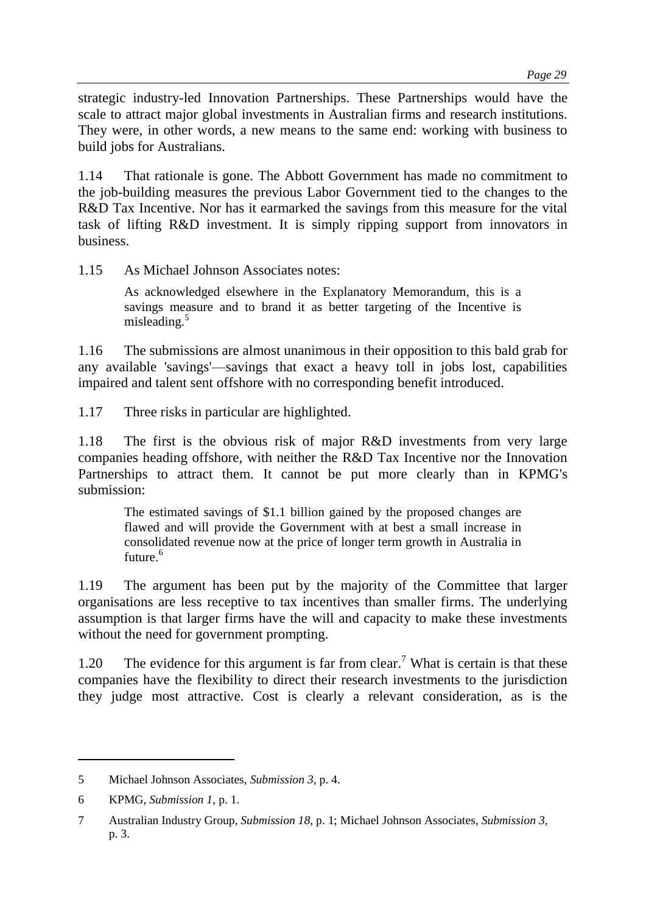strategic industry-led Innovation Partnerships. These Partnerships would have the scale to attract major global investments in Australian firms and research institutions. They were, in other words, a new means to the same end: working with business to build jobs for Australians.

1.14 That rationale is gone. The Abbott Government has made no commitment to the job-building measures the previous Labor Government tied to the changes to the R&D Tax Incentive. Nor has it earmarked the savings from this measure for the vital task of lifting R&D investment. It is simply ripping support from innovators in business.

1.15 As Michael Johnson Associates notes:

> As acknowledged elsewhere in the Explanatory Memorandum, this is a savings measure and to brand it as better targeting of the Incentive is misleading.[5]

1.16 The submissions are almost unanimous in their opposition to this bald grab for any available 'savings'—savings that exact a heavy toll in jobs lost, capabilities impaired and talent sent offshore with no corresponding benefit introduced.

1.17 Three risks in particular are highlighted.

1.18 The first is the obvious risk of major R&D investments from very large companies heading offshore, with neither the R&D Tax Incentive nor the Innovation Partnerships to attract them. It cannot be put more clearly than in KPMG's submission:

> The estimated savings of $1.1 billion gained by the proposed changes are flawed and will provide the Government with at best a small increase in consolidated revenue now at the price of longer term growth in Australia in future.[6]

1.19 The argument has been put by the majority of the Committee that larger organisations are less receptive to tax incentives than smaller firms. The underlying assumption is that larger firms have the will and capacity to make these investments without the need for government prompting.

1.20 The evidence for this argument is far from clear.[7] What is certain is that these companies have the flexibility to direct their research investments to the jurisdiction they judge most attractive. Cost is clearly a relevant consideration, as is the

---

5 Michael Johnson Associates, *Submission 3*, p. 4.

6 KPMG, *Submission 1*, p. 1.

7 Australian Industry Group, *Submission 18*, p. 1; Michael Johnson Associates, *Submission 3*, p. 3.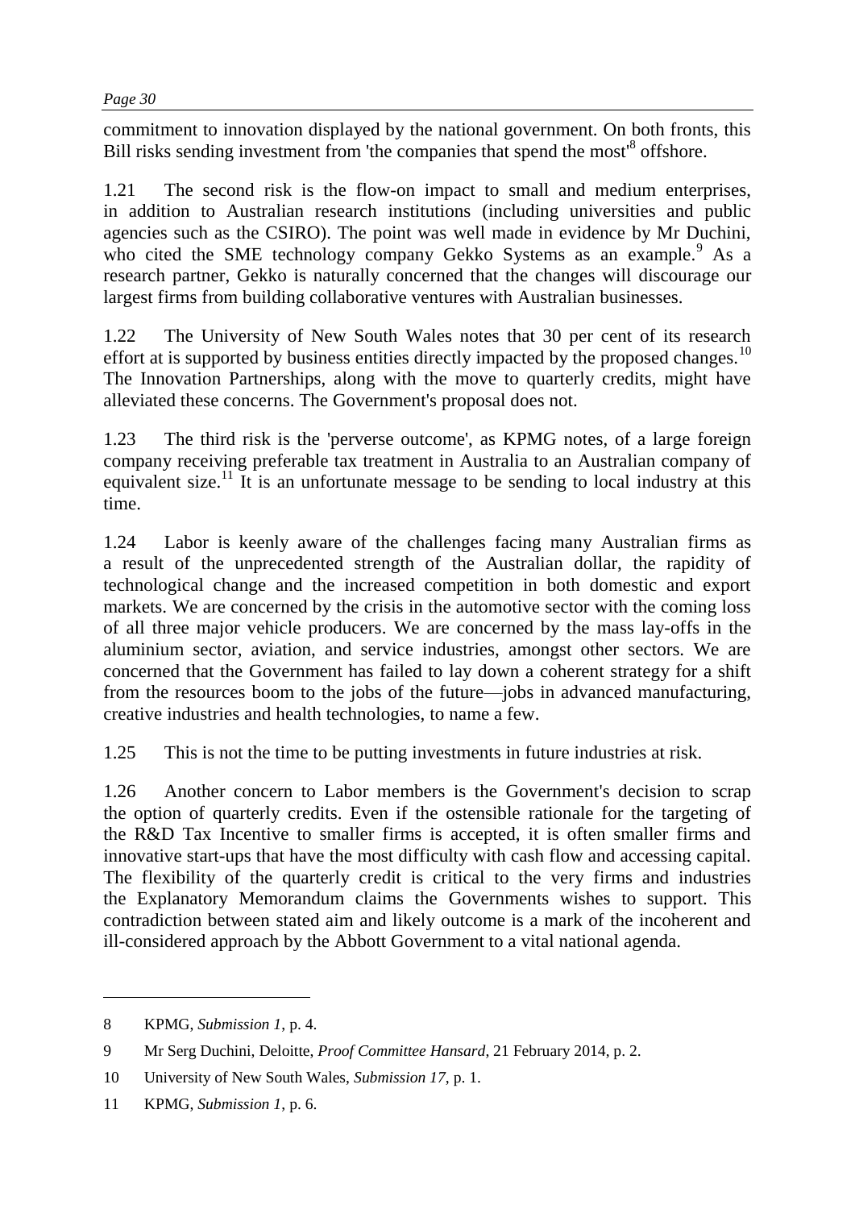commitment to innovation displayed by the national government. On both fronts, this Bill risks sending investment from 'the companies that spend the most'[8] offshore.

1.21 The second risk is the flow-on impact to small and medium enterprises, in addition to Australian research institutions (including universities and public agencies such as the CSIRO). The point was well made in evidence by Mr Duchini, who cited the SME technology company Gekko Systems as an example.[9] As a research partner, Gekko is naturally concerned that the changes will discourage our largest firms from building collaborative ventures with Australian businesses.

1.22 The University of New South Wales notes that 30 per cent of its research effort at is supported by business entities directly impacted by the proposed changes.[10] The Innovation Partnerships, along with the move to quarterly credits, might have alleviated these concerns. The Government's proposal does not.

1.23 The third risk is the 'perverse outcome', as KPMG notes, of a large foreign company receiving preferable tax treatment in Australia to an Australian company of equivalent size.[11] It is an unfortunate message to be sending to local industry at this time.

1.24 Labor is keenly aware of the challenges facing many Australian firms as a result of the unprecedented strength of the Australian dollar, the rapidity of technological change and the increased competition in both domestic and export markets. We are concerned by the crisis in the automotive sector with the coming loss of all three major vehicle producers. We are concerned by the mass lay-offs in the aluminium sector, aviation, and service industries, amongst other sectors. We are concerned that the Government has failed to lay down a coherent strategy for a shift from the resources boom to the jobs of the future—jobs in advanced manufacturing, creative industries and health technologies, to name a few.

1.25 This is not the time to be putting investments in future industries at risk.

1.26 Another concern to Labor members is the Government's decision to scrap the option of quarterly credits. Even if the ostensible rationale for the targeting of the R&D Tax Incentive to smaller firms is accepted, it is often smaller firms and innovative start-ups that have the most difficulty with cash flow and accessing capital. The flexibility of the quarterly credit is critical to the very firms and industries the Explanatory Memorandum claims the Governments wishes to support. This contradiction between stated aim and likely outcome is a mark of the incoherent and ill-considered approach by the Abbott Government to a vital national agenda.

---

8 KPMG, *Submission 1*, p. 4.

9 Mr Serg Duchini, Deloitte, *Proof Committee Hansard*, 21 February 2014, p. 2.

10 University of New South Wales, *Submission 17*, p. 1.

11 KPMG, *Submission 1*, p. 6.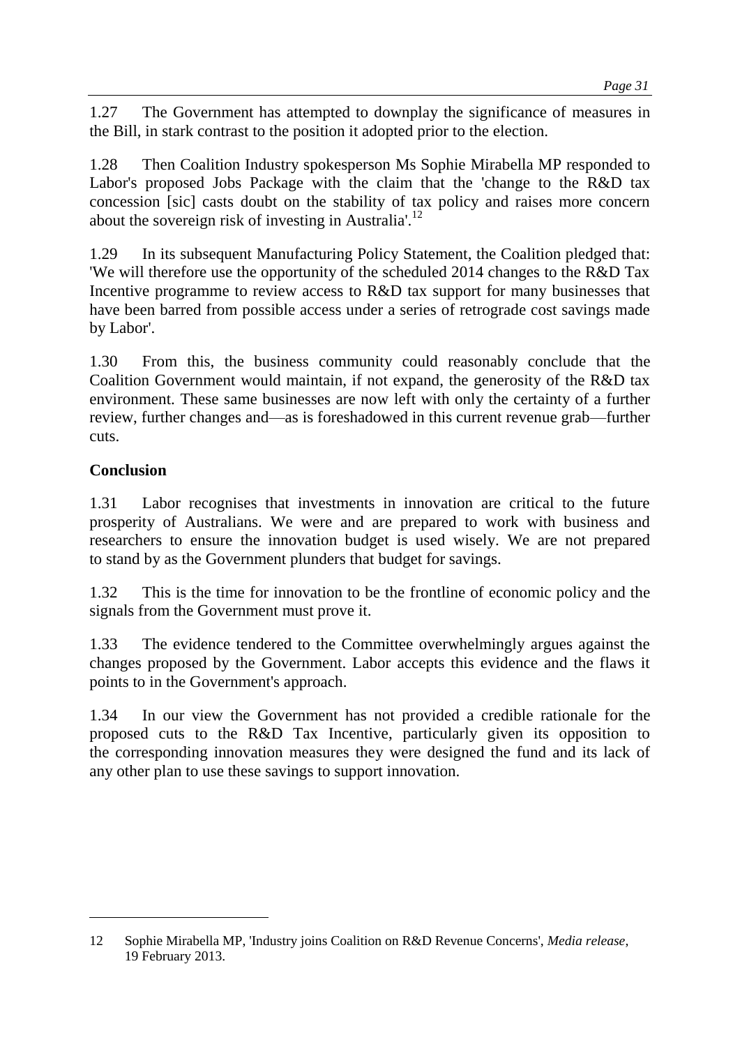1.27 The Government has attempted to downplay the significance of measures in the Bill, in stark contrast to the position it adopted prior to the election.

1.28 Then Coalition Industry spokesperson Ms Sophie Mirabella MP responded to Labor's proposed Jobs Package with the claim that the 'change to the R&D tax concession [sic] casts doubt on the stability of tax policy and raises more concern about the sovereign risk of investing in Australia'.[12]

1.29 In its subsequent Manufacturing Policy Statement, the Coalition pledged that: 'We will therefore use the opportunity of the scheduled 2014 changes to the R&D Tax Incentive programme to review access to R&D tax support for many businesses that have been barred from possible access under a series of retrograde cost savings made by Labor'.

1.30 From this, the business community could reasonably conclude that the Coalition Government would maintain, if not expand, the generosity of the R&D tax environment. These same businesses are now left with only the certainty of a further review, further changes and—as is foreshadowed in this current revenue grab—further cuts.

**Conclusion**

1.31 Labor recognises that investments in innovation are critical to the future prosperity of Australians. We were and are prepared to work with business and researchers to ensure the innovation budget is used wisely. We are not prepared to stand by as the Government plunders that budget for savings.

1.32 This is the time for innovation to be the frontline of economic policy and the signals from the Government must prove it.

1.33 The evidence tendered to the Committee overwhelmingly argues against the changes proposed by the Government. Labor accepts this evidence and the flaws it points to in the Government's approach.

1.34 In our view the Government has not provided a credible rationale for the proposed cuts to the R&D Tax Incentive, particularly given its opposition to the corresponding innovation measures they were designed the fund and its lack of any other plan to use these savings to support innovation.

---

12 Sophie Mirabella MP, 'Industry joins Coalition on R&D Revenue Concerns', *Media release*, 19 February 2013.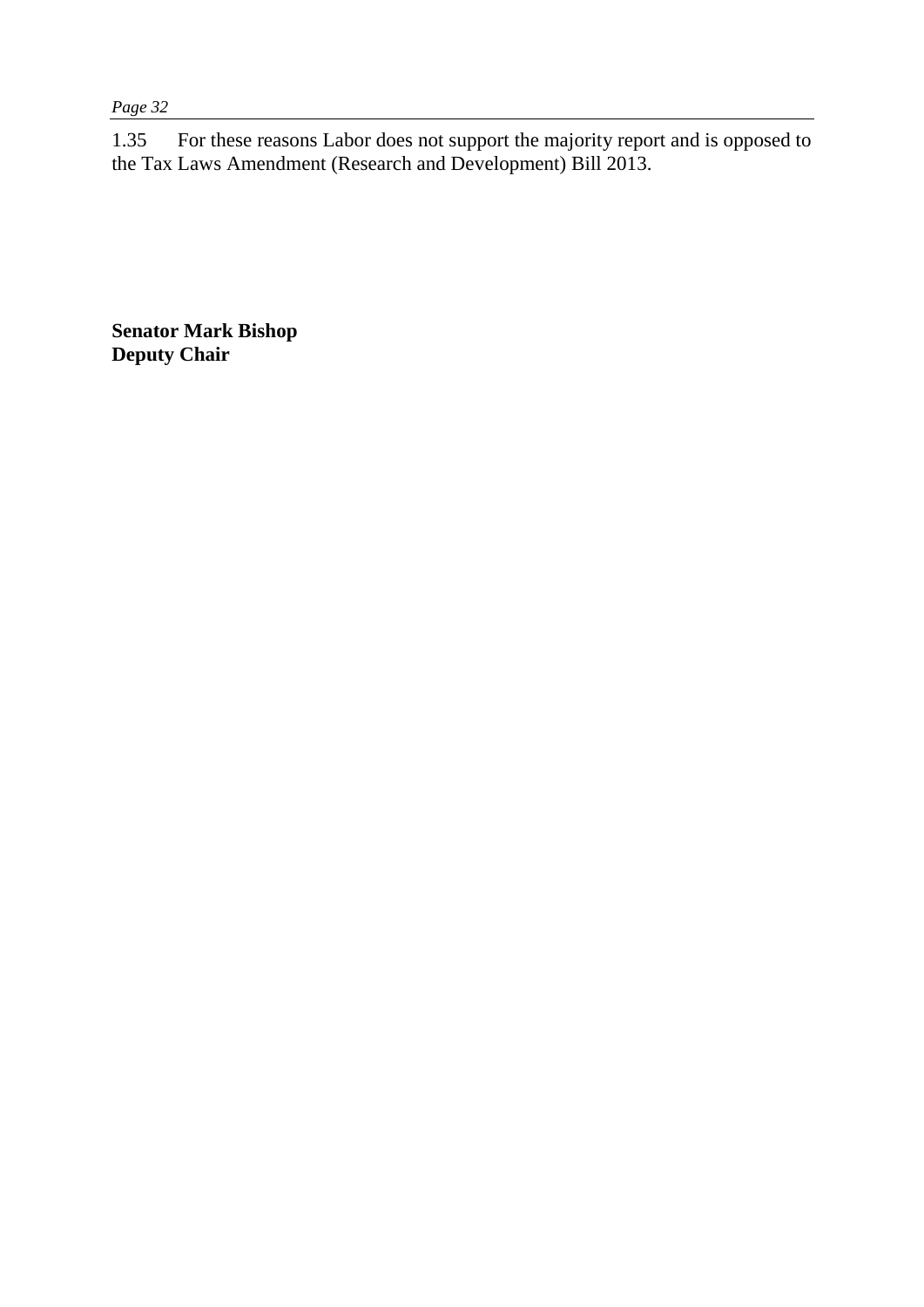1.35 For these reasons Labor does not support the majority report and is opposed to the Tax Laws Amendment (Research and Development) Bill 2013.

**Senator Mark Bishop**
**Deputy Chair**